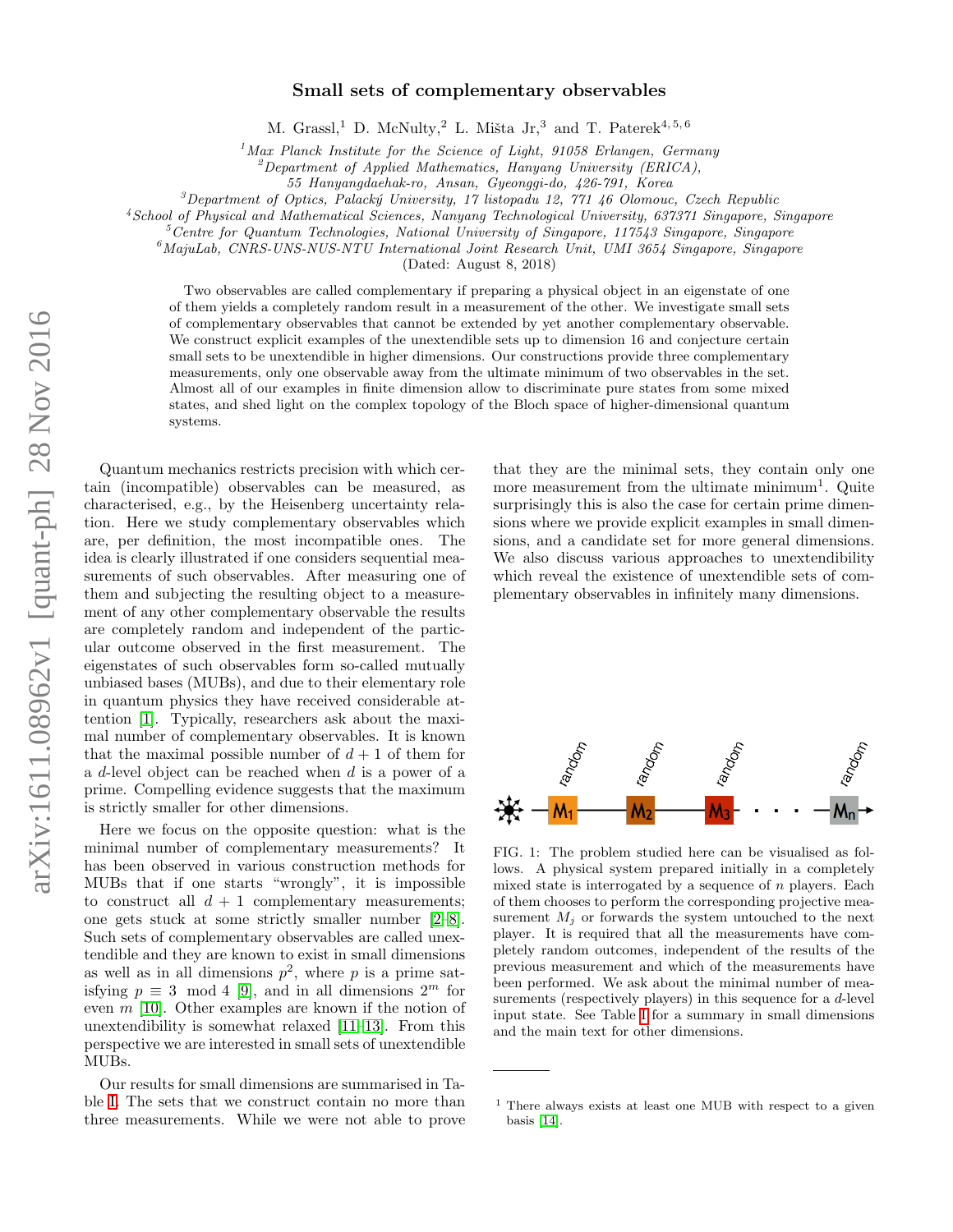# Small sets of complementary observables

M. Grassl,[1] D. McNulty,[2] L. Mišta Jr,[3] and T. Paterek[4, 5, 6]

[1] Max Planck Institute for the Science of Light, 91058 Erlangen, Germany
[2] Department of Applied Mathematics, Hanyang University (ERICA), 55 Hanyangdaehak-ro, Ansan, Gyeonggi-do, 426-791, Korea
[3] Department of Optics, Palacký University, 17 listopadu 12, 771 46 Olomouc, Czech Republic
[4] School of Physical and Mathematical Sciences, Nanyang Technological University, 637371 Singapore, Singapore
[5] Centre for Quantum Technologies, National University of Singapore, 117543 Singapore, Singapore
[6] MajuLab, CNRS-UNS-NUS-NTU International Joint Research Unit, UMI 3654 Singapore, Singapore

(Dated: August 8, 2018)

Two observables are called complementary if preparing a physical object in an eigenstate of one of them yields a completely random result in a measurement of the other. We investigate small sets of complementary observables that cannot be extended by yet another complementary observable. We construct explicit examples of the unextendible sets up to dimension 16 and conjecture certain small sets to be unextendible in higher dimensions. Our constructions provide three complementary measurements, only one observable away from the ultimate minimum of two observables in the set. Almost all of our examples in finite dimension allow to discriminate pure states from some mixed states, and shed light on the complex topology of the Bloch space of higher-dimensional quantum systems.

Quantum mechanics restricts precision with which certain (incompatible) observables can be measured, as characterised, e.g., by the Heisenberg uncertainty relation. Here we study complementary observables which are, per definition, the most incompatible ones. The idea is clearly illustrated if one considers sequential measurements of such observables. After measuring one of them and subjecting the resulting object to a measurement of any other complementary observable the results are completely random and independent of the particular outcome observed in the first measurement. The eigenstates of such observables form so-called mutually unbiased bases (MUBs), and due to their elementary role in quantum physics they have received considerable attention [1]. Typically, researchers ask about the maximal number of complementary observables. It is known that the maximal possible number of $d + 1$ of them for a $d$-level object can be reached when $d$ is a power of a prime. Compelling evidence suggests that the maximum is strictly smaller for other dimensions.

Here we focus on the opposite question: what is the minimal number of complementary measurements? It has been observed in various construction methods for MUBs that if one starts "wrongly", it is impossible to construct all $d + 1$ complementary measurements; one gets stuck at some strictly smaller number [2–8]. Such sets of complementary observables are called unextendible and they are known to exist in small dimensions as well as in all dimensions $p^2$, where $p$ is a prime satisfying $p \equiv 3 \mod 4$ [9], and in all dimensions $2^m$ for even $m$ [10]. Other examples are known if the notion of unextendibility is somewhat relaxed [11–13]. From this perspective we are interested in small sets of unextendible MUBs.

Our results for small dimensions are summarised in Table I. The sets that we construct contain no more than three measurements. While we were not able to prove that they are the minimal sets, they contain only one more measurement from the ultimate minimum[1]. Quite surprisingly this is also the case for certain prime dimensions where we provide explicit examples in small dimensions, and a candidate set for more general dimensions. We also discuss various approaches to unextendibility which reveal the existence of unextendible sets of complementary observables in infinitely many dimensions.

FIG. 1: The problem studied here can be visualised as follows. A physical system prepared initially in a completely mixed state is interrogated by a sequence of $n$ players. Each of them chooses to perform the corresponding projective measurement $M_j$ or forwards the system untouched to the next player. It is required that all the measurements have completely random outcomes, independent of the results of the previous measurement and which of the measurements have been performed. We ask about the minimal number of measurements (respectively players) in this sequence for a $d$-level input state. See Table I for a summary in small dimensions and the main text for other dimensions.

[1] There always exists at least one MUB with respect to a given basis [14].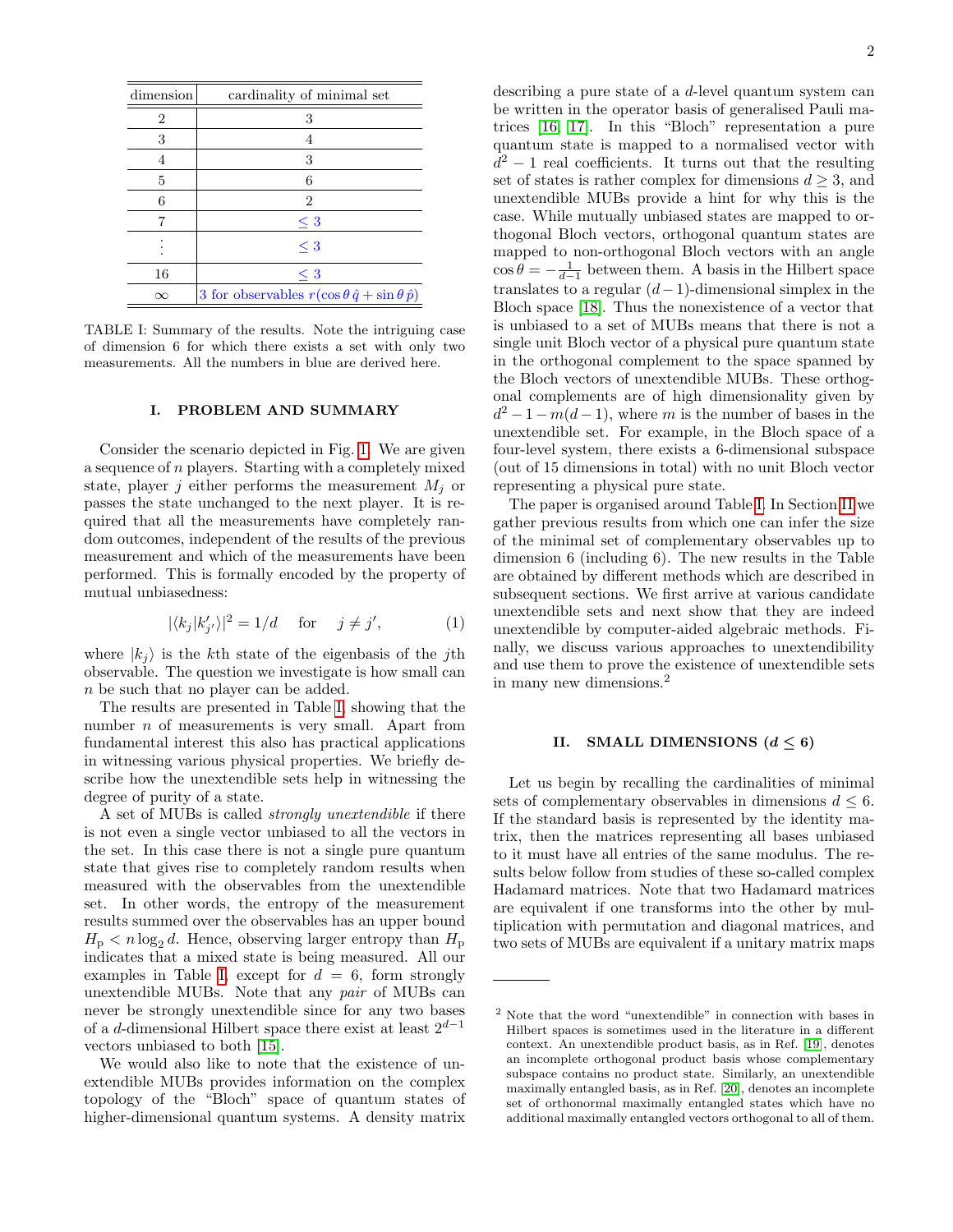| dimension | cardinality of minimal set |
|---|---|
| 2 | 3 |
| 3 | 4 |
| 4 | 3 |
| 5 | 6 |
| 6 | 2 |
| 7 | $\leq 3$ |
| $\vdots$ | $\leq 3$ |
| 16 | $\leq 3$ |
| $\infty$ | 3 for observables $r(\cos\theta\,\hat{q} + \sin\theta\,\hat{p})$ |

TABLE I: Summary of the results. Note the intriguing case of dimension 6 for which there exists a set with only two measurements. All the numbers in blue are derived here.

## I. PROBLEM AND SUMMARY

Consider the scenario depicted in Fig. 1. We are given a sequence of $n$ players. Starting with a completely mixed state, player $j$ either performs the measurement $M_j$ or passes the state unchanged to the next player. It is required that all the measurements have completely random outcomes, independent of the results of the previous measurement and which of the measurements have been performed. This is formally encoded by the property of mutual unbiasedness:

$$|\langle k_j | k'_{j'} \rangle|^2 = 1/d \quad \text{for} \quad j \neq j', \tag{1}$$

where $|k_j\rangle$ is the $k$th state of the eigenbasis of the $j$th observable. The question we investigate is how small can $n$ be such that no player can be added.

The results are presented in Table I, showing that the number $n$ of measurements is very small. Apart from fundamental interest this also has practical applications in witnessing various physical properties. We briefly describe how the unextendible sets help in witnessing the degree of purity of a state.

A set of MUBs is called *strongly unextendible* if there is not even a single vector unbiased to all the vectors in the set. In this case there is not a single pure quantum state that gives rise to completely random results when measured with the observables from the unextendible set. In other words, the entropy of the measurement results summed over the observables has an upper bound $H_{\mathrm{p}} < n \log_2 d$. Hence, observing larger entropy than $H_{\mathrm{p}}$ indicates that a mixed state is being measured. All our examples in Table I, except for $d = 6$, form strongly unextendible MUBs. Note that any *pair* of MUBs can never be strongly unextendible since for any two bases of a $d$-dimensional Hilbert space there exist at least $2^{d-1}$ vectors unbiased to both [15].

We would also like to note that the existence of unextendible MUBs provides information on the complex topology of the "Bloch" space of quantum states of higher-dimensional quantum systems. A density matrix describing a pure state of a $d$-level quantum system can be written in the operator basis of generalised Pauli matrices [16, 17]. In this "Bloch" representation a pure quantum state is mapped to a normalised vector with $d^2 - 1$ real coefficients. It turns out that the resulting set of states is rather complex for dimensions $d \geq 3$, and unextendible MUBs provide a hint for why this is the case. While mutually unbiased states are mapped to orthogonal Bloch vectors, orthogonal quantum states are mapped to non-orthogonal Bloch vectors with an angle $\cos\theta = -\frac{1}{d-1}$ between them. A basis in the Hilbert space translates to a regular $(d-1)$-dimensional simplex in the Bloch space [18]. Thus the nonexistence of a vector that is unbiased to a set of MUBs means that there is not a single unit Bloch vector of a physical pure quantum state in the orthogonal complement to the space spanned by the Bloch vectors of unextendible MUBs. These orthogonal complements are of high dimensionality given by $d^2 - 1 - m(d-1)$, where $m$ is the number of bases in the unextendible set. For example, in the Bloch space of a four-level system, there exists a 6-dimensional subspace (out of 15 dimensions in total) with no unit Bloch vector representing a physical pure state.

The paper is organised around Table I. In Section II we gather previous results from which one can infer the size of the minimal set of complementary observables up to dimension 6 (including 6). The new results in the Table are obtained by different methods which are described in subsequent sections. We first arrive at various candidate unextendible sets and next show that they are indeed unextendible by computer-aided algebraic methods. Finally, we discuss various approaches to unextendibility and use them to prove the existence of unextendible sets in many new dimensions.[2]

## II. SMALL DIMENSIONS ($d \leq 6$)

Let us begin by recalling the cardinalities of minimal sets of complementary observables in dimensions $d \leq 6$. If the standard basis is represented by the identity matrix, then the matrices representing all bases unbiased to it must have all entries of the same modulus. The results below follow from studies of these so-called complex Hadamard matrices. Note that two Hadamard matrices are equivalent if one transforms into the other by multiplication with permutation and diagonal matrices, and two sets of MUBs are equivalent if a unitary matrix maps

---

[2] Note that the word "unextendible" in connection with bases in Hilbert spaces is sometimes used in the literature in a different context. An unextendible product basis, as in Ref. [19], denotes an incomplete orthogonal product basis whose complementary subspace contains no product state. Similarly, an unextendible maximally entangled basis, as in Ref. [20], denotes an incomplete set of orthonormal maximally entangled states which have no additional maximally entangled vectors orthogonal to all of them.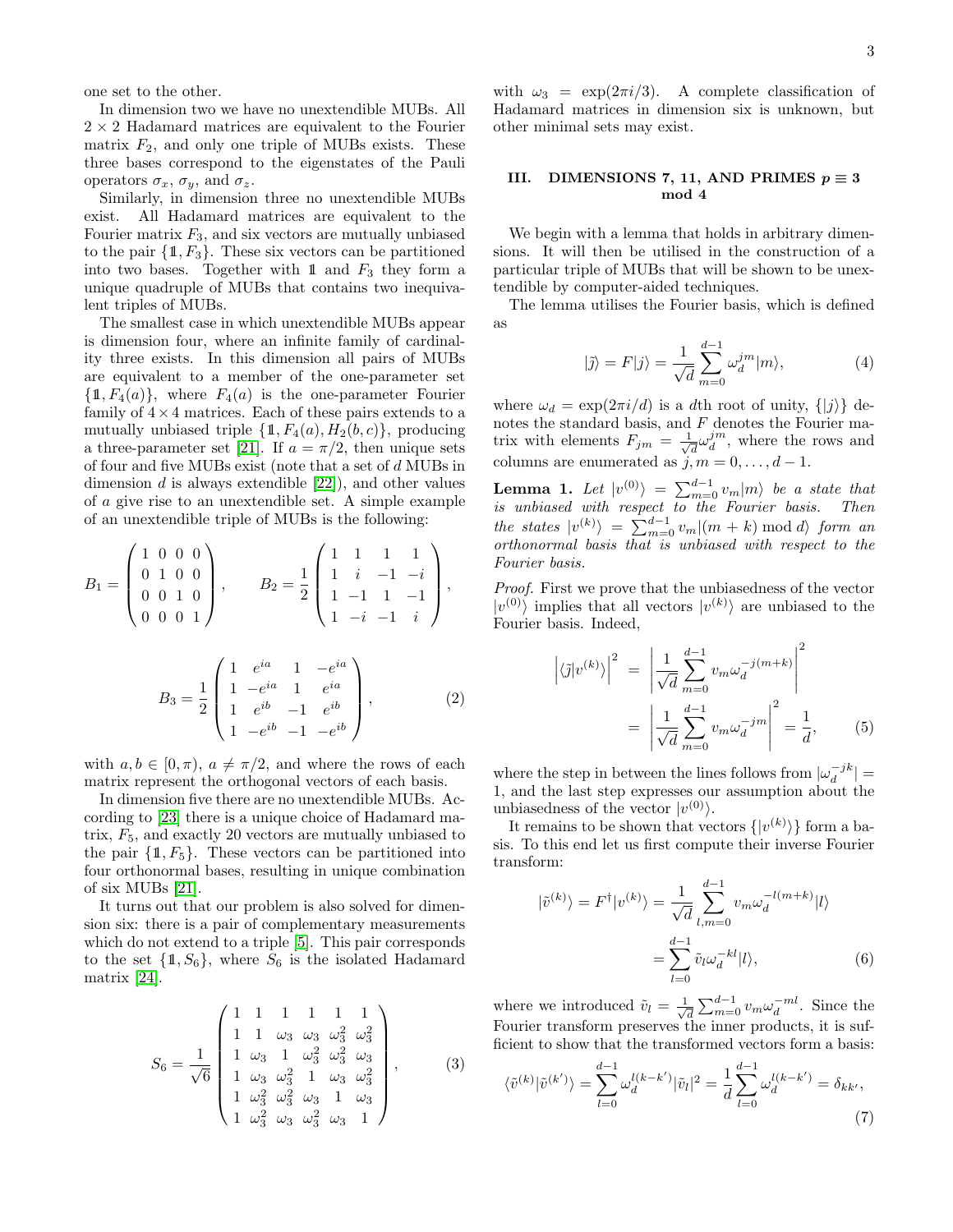one set to the other.

In dimension two we have no unextendible MUBs. All $2 \times 2$ Hadamard matrices are equivalent to the Fourier matrix $F_2$, and only one triple of MUBs exists. These three bases correspond to the eigenstates of the Pauli operators $\sigma_x$, $\sigma_y$, and $\sigma_z$.

Similarly, in dimension three no unextendible MUBs exist. All Hadamard matrices are equivalent to the Fourier matrix $F_3$, and six vectors are mutually unbiased to the pair $\{\mathbb{1}, F_3\}$. These six vectors can be partitioned into two bases. Together with $\mathbb{1}$ and $F_3$ they form a unique quadruple of MUBs that contains two inequivalent triples of MUBs.

The smallest case in which unextendible MUBs appear is dimension four, where an infinite family of cardinality three exists. In this dimension all pairs of MUBs are equivalent to a member of the one-parameter set $\{\mathbb{1}, F_4(a)\}$, where $F_4(a)$ is the one-parameter Fourier family of $4 \times 4$ matrices. Each of these pairs extends to a mutually unbiased triple $\{\mathbb{1}, F_4(a), H_2(b,c)\}$, producing a three-parameter set [21]. If $a = \pi/2$, then unique sets of four and five MUBs exist (note that a set of $d$ MUBs in dimension $d$ is always extendible [22]), and other values of $a$ give rise to an unextendible set. A simple example of an unextendible triple of MUBs is the following:

$$
B_1 = \begin{pmatrix} 1 & 0 & 0 & 0 \\ 0 & 1 & 0 & 0 \\ 0 & 0 & 1 & 0 \\ 0 & 0 & 0 & 1 \end{pmatrix}, \qquad B_2 = \frac{1}{2}\begin{pmatrix} 1 & 1 & 1 & 1 \\ 1 & i & -1 & -i \\ 1 & -1 & 1 & -1 \\ 1 & -i & -1 & i \end{pmatrix},
$$

$$
B_3 = \frac{1}{2}\begin{pmatrix} 1 & e^{ia} & 1 & -e^{ia} \\ 1 & -e^{ia} & 1 & e^{ia} \\ 1 & e^{ib} & -1 & e^{ib} \\ 1 & -e^{ib} & -1 & -e^{ib} \end{pmatrix}, \tag{2}
$$

with $a, b \in [0, \pi)$, $a \neq \pi/2$, and where the rows of each matrix represent the orthogonal vectors of each basis.

In dimension five there are no unextendible MUBs. According to [23] there is a unique choice of Hadamard matrix, $F_5$, and exactly 20 vectors are mutually unbiased to the pair $\{\mathbb{1}, F_5\}$. These vectors can be partitioned into four orthonormal bases, resulting in unique combination of six MUBs [21].

It turns out that our problem is also solved for dimension six: there is a pair of complementary measurements which do not extend to a triple [5]. This pair corresponds to the set $\{\mathbb{1}, S_6\}$, where $S_6$ is the isolated Hadamard matrix [24].

$$
S_6 = \frac{1}{\sqrt{6}}\begin{pmatrix} 1 & 1 & 1 & 1 & 1 & 1 \\ 1 & 1 & \omega_3 & \omega_3 & \omega_3^2 & \omega_3^2 \\ 1 & \omega_3 & 1 & \omega_3^2 & \omega_3^2 & \omega_3 \\ 1 & \omega_3 & \omega_3^2 & 1 & \omega_3 & \omega_3^2 \\ 1 & \omega_3^2 & \omega_3^2 & \omega_3 & 1 & \omega_3 \\ 1 & \omega_3^2 & \omega_3 & \omega_3^2 & \omega_3 & 1 \end{pmatrix}, \tag{3}
$$

with $\omega_3 = \exp(2\pi i/3)$. A complete classification of Hadamard matrices in dimension six is unknown, but other minimal sets may exist.

## III. DIMENSIONS 7, 11, AND PRIMES $p \equiv 3 \mod 4$

We begin with a lemma that holds in arbitrary dimensions. It will then be utilised in the construction of a particular triple of MUBs that will be shown to be unextendible by computer-aided techniques.

The lemma utilises the Fourier basis, which is defined as

$$
|\tilde{j}\rangle = F|j\rangle = \frac{1}{\sqrt{d}}\sum_{m=0}^{d-1} \omega_d^{jm}|m\rangle, \tag{4}
$$

where $\omega_d = \exp(2\pi i/d)$ is a $d$th root of unity, $\{|j\rangle\}$ denotes the standard basis, and $F$ denotes the Fourier matrix with elements $F_{jm} = \frac{1}{\sqrt{d}}\omega_d^{jm}$, where the rows and columns are enumerated as $j, m = 0, \ldots, d-1$.

**Lemma 1.** *Let $|v^{(0)}\rangle = \sum_{m=0}^{d-1} v_m|m\rangle$ be a state that is unbiased with respect to the Fourier basis. Then the states $|v^{(k)}\rangle = \sum_{m=0}^{d-1} v_m|(m+k) \bmod d\rangle$ form an orthonormal basis that is unbiased with respect to the Fourier basis.*

*Proof.* First we prove that the unbiasedness of the vector $|v^{(0)}\rangle$ implies that all vectors $|v^{(k)}\rangle$ are unbiased to the Fourier basis. Indeed,

$$
\begin{aligned}
\left|\langle\tilde{j}|v^{(k)}\rangle\right|^2 &= \left|\frac{1}{\sqrt{d}}\sum_{m=0}^{d-1} v_m \omega_d^{-j(m+k)}\right|^2 \\
&= \left|\frac{1}{\sqrt{d}}\sum_{m=0}^{d-1} v_m \omega_d^{-jm}\right|^2 = \frac{1}{d},
\end{aligned} \tag{5}
$$

where the step in between the lines follows from $|\omega_d^{-jk}| = 1$, and the last step expresses our assumption about the unbiasedness of the vector $|v^{(0)}\rangle$.

It remains to be shown that vectors $\{|v^{(k)}\rangle\}$ form a basis. To this end let us first compute their inverse Fourier transform:

$$
\begin{aligned}
|\tilde{v}^{(k)}\rangle = F^\dagger|v^{(k)}\rangle &= \frac{1}{\sqrt{d}}\sum_{l,m=0}^{d-1} v_m \omega_d^{-l(m+k)}|l\rangle \\
&= \sum_{l=0}^{d-1} \tilde{v}_l \omega_d^{-kl}|l\rangle,
\end{aligned} \tag{6}
$$

where we introduced $\tilde{v}_l = \frac{1}{\sqrt{d}}\sum_{m=0}^{d-1} v_m \omega_d^{-ml}$. Since the Fourier transform preserves the inner products, it is sufficient to show that the transformed vectors form a basis:

$$
\langle\tilde{v}^{(k)}|\tilde{v}^{(k')}\rangle = \sum_{l=0}^{d-1} \omega_d^{l(k-k')}|\tilde{v}_l|^2 = \frac{1}{d}\sum_{l=0}^{d-1} \omega_d^{l(k-k')} = \delta_{kk'}, \tag{7}
$$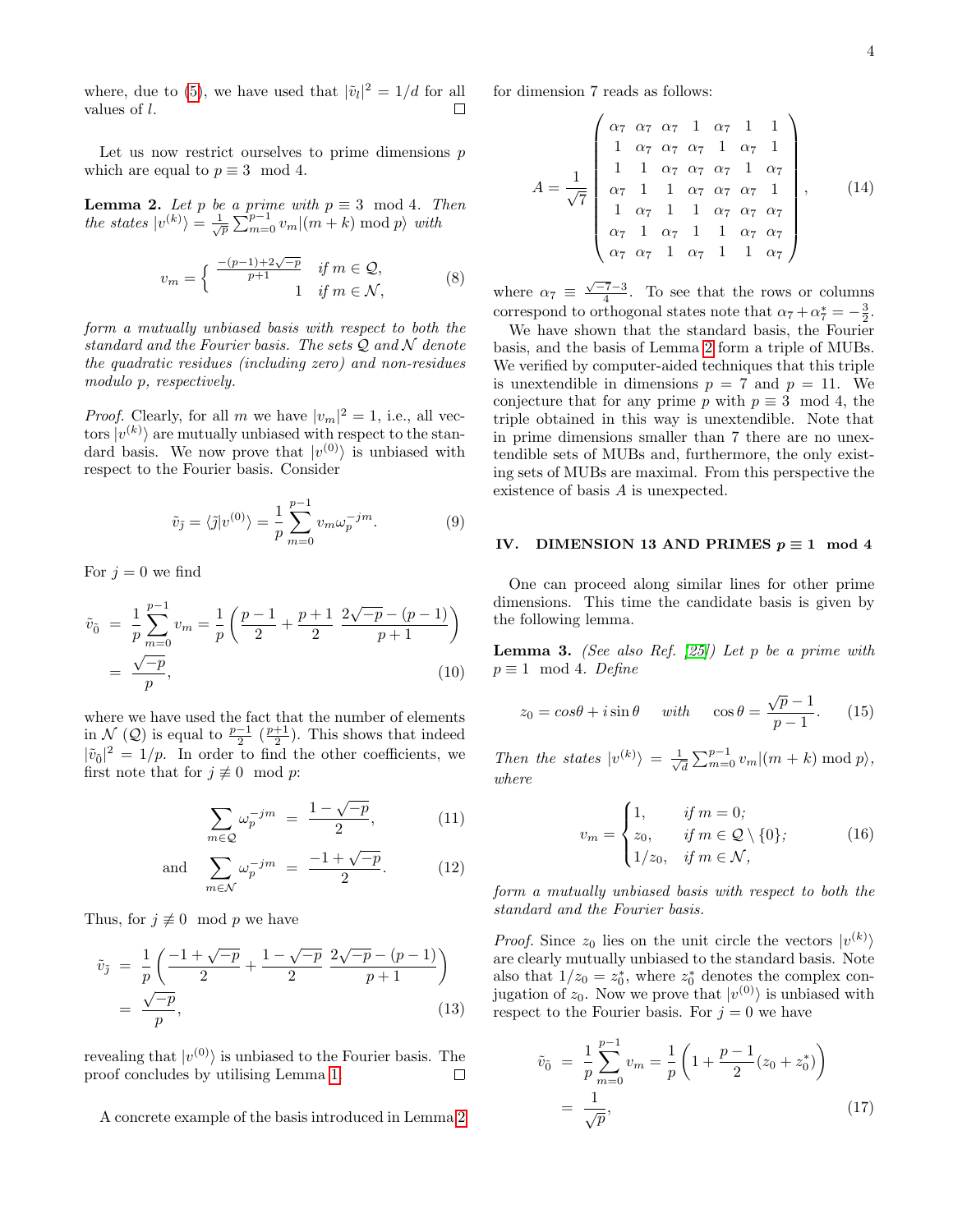where, due to (5), we have used that $|\tilde{v}_l|^2 = 1/d$ for all values of $l$. $\square$

Let us now restrict ourselves to prime dimensions $p$ which are equal to $p \equiv 3 \mod 4$.

**Lemma 2.** *Let $p$ be a prime with $p \equiv 3 \mod 4$. Then the states $|v^{(k)}\rangle = \frac{1}{\sqrt{p}} \sum_{m=0}^{p-1} v_m |(m+k) \bmod p\rangle$ with*

$$v_m = \begin{cases} \frac{-(p-1)+2\sqrt{-p}}{p+1} & \text{if } m \in \mathcal{Q}, \\ 1 & \text{if } m \in \mathcal{N}, \end{cases} \tag{8}$$

*form a mutually unbiased basis with respect to both the standard and the Fourier basis. The sets $\mathcal{Q}$ and $\mathcal{N}$ denote the quadratic residues (including zero) and non-residues modulo $p$, respectively.*

*Proof.* Clearly, for all $m$ we have $|v_m|^2 = 1$, i.e., all vectors $|v^{(k)}\rangle$ are mutually unbiased with respect to the standard basis. We now prove that $|v^{(0)}\rangle$ is unbiased with respect to the Fourier basis. Consider

$$\tilde{v}_{\tilde{j}} = \langle \tilde{j} | v^{(0)} \rangle = \frac{1}{p} \sum_{m=0}^{p-1} v_m \omega_p^{-jm}. \tag{9}$$

For $j = 0$ we find

$$\begin{aligned} \tilde{v}_{\tilde{0}} &= \frac{1}{p} \sum_{m=0}^{p-1} v_m = \frac{1}{p} \left( \frac{p-1}{2} + \frac{p+1}{2} \, \frac{2\sqrt{-p} - (p-1)}{p+1} \right) \\ &= \frac{\sqrt{-p}}{p}, \end{aligned} \tag{10}$$

where we have used the fact that the number of elements in $\mathcal{N}$ ($\mathcal{Q}$) is equal to $\frac{p-1}{2}$ ($\frac{p+1}{2}$). This shows that indeed $|\tilde{v}_{\tilde{0}}|^2 = 1/p$. In order to find the other coefficients, we first note that for $j \not\equiv 0 \mod p$:

$$\sum_{m \in \mathcal{Q}} \omega_p^{-jm} = \frac{1 - \sqrt{-p}}{2}, \tag{11}$$

$$\text{and} \quad \sum_{m \in \mathcal{N}} \omega_p^{-jm} = \frac{-1 + \sqrt{-p}}{2}. \tag{12}$$

Thus, for $j \not\equiv 0 \mod p$ we have

$$\begin{aligned} \tilde{v}_{\tilde{j}} &= \frac{1}{p} \left( \frac{-1 + \sqrt{-p}}{2} + \frac{1 - \sqrt{-p}}{2} \, \frac{2\sqrt{-p} - (p-1)}{p+1} \right) \\ &= \frac{\sqrt{-p}}{p}, \end{aligned} \tag{13}$$

revealing that $|v^{(0)}\rangle$ is unbiased to the Fourier basis. The proof concludes by utilising Lemma 1. $\square$

A concrete example of the basis introduced in Lemma 2 for dimension 7 reads as follows:

$$A = \frac{1}{\sqrt{7}} \begin{pmatrix} \alpha_7 & \alpha_7 & \alpha_7 & 1 & \alpha_7 & 1 & 1 \\ 1 & \alpha_7 & \alpha_7 & \alpha_7 & 1 & \alpha_7 & 1 \\ 1 & 1 & \alpha_7 & \alpha_7 & \alpha_7 & 1 & \alpha_7 \\ \alpha_7 & 1 & 1 & \alpha_7 & \alpha_7 & \alpha_7 & 1 \\ 1 & \alpha_7 & 1 & 1 & \alpha_7 & \alpha_7 & \alpha_7 \\ \alpha_7 & 1 & \alpha_7 & 1 & 1 & \alpha_7 & \alpha_7 \\ \alpha_7 & \alpha_7 & 1 & \alpha_7 & 1 & 1 & \alpha_7 \end{pmatrix}, \tag{14}$$

where $\alpha_7 \equiv \frac{\sqrt{-7}-3}{4}$. To see that the rows or columns correspond to orthogonal states note that $\alpha_7 + \alpha_7^* = -\frac{3}{2}$.

We have shown that the standard basis, the Fourier basis, and the basis of Lemma 2 form a triple of MUBs. We verified by computer-aided techniques that this triple is unextendible in dimensions $p = 7$ and $p = 11$. We conjecture that for any prime $p$ with $p \equiv 3 \mod 4$, the triple obtained in this way is unextendible. Note that in prime dimensions smaller than 7 there are no unextendible sets of MUBs and, furthermore, the only existing sets of MUBs are maximal. From this perspective the existence of basis $A$ is unexpected.

## IV. DIMENSION 13 AND PRIMES $p \equiv 1 \mod 4$

One can proceed along similar lines for other prime dimensions. This time the candidate basis is given by the following lemma.

**Lemma 3.** *(See also Ref. [25]) Let $p$ be a prime with $p \equiv 1 \mod 4$. Define*

$$z_0 = \cos\theta + i \sin\theta \quad \text{with} \quad \cos\theta = \frac{\sqrt{p} - 1}{p - 1}. \tag{15}$$

*Then the states $|v^{(k)}\rangle = \frac{1}{\sqrt{d}} \sum_{m=0}^{p-1} v_m |(m+k) \bmod p\rangle$, where*

$$v_m = \begin{cases} 1, & \text{if } m = 0; \\ z_0, & \text{if } m \in \mathcal{Q} \setminus \{0\}; \\ 1/z_0, & \text{if } m \in \mathcal{N}, \end{cases} \tag{16}$$

*form a mutually unbiased basis with respect to both the standard and the Fourier basis.*

*Proof.* Since $z_0$ lies on the unit circle the vectors $|v^{(k)}\rangle$ are clearly mutually unbiased to the standard basis. Note also that $1/z_0 = z_0^*$, where $z_0^*$ denotes the complex conjugation of $z_0$. Now we prove that $|v^{(0)}\rangle$ is unbiased with respect to the Fourier basis. For $j = 0$ we have

$$\begin{aligned} \tilde{v}_{\tilde{0}} &= \frac{1}{p} \sum_{m=0}^{p-1} v_m = \frac{1}{p} \left( 1 + \frac{p-1}{2} (z_0 + z_0^*) \right) \\ &= \frac{1}{\sqrt{p}}, \end{aligned} \tag{17}$$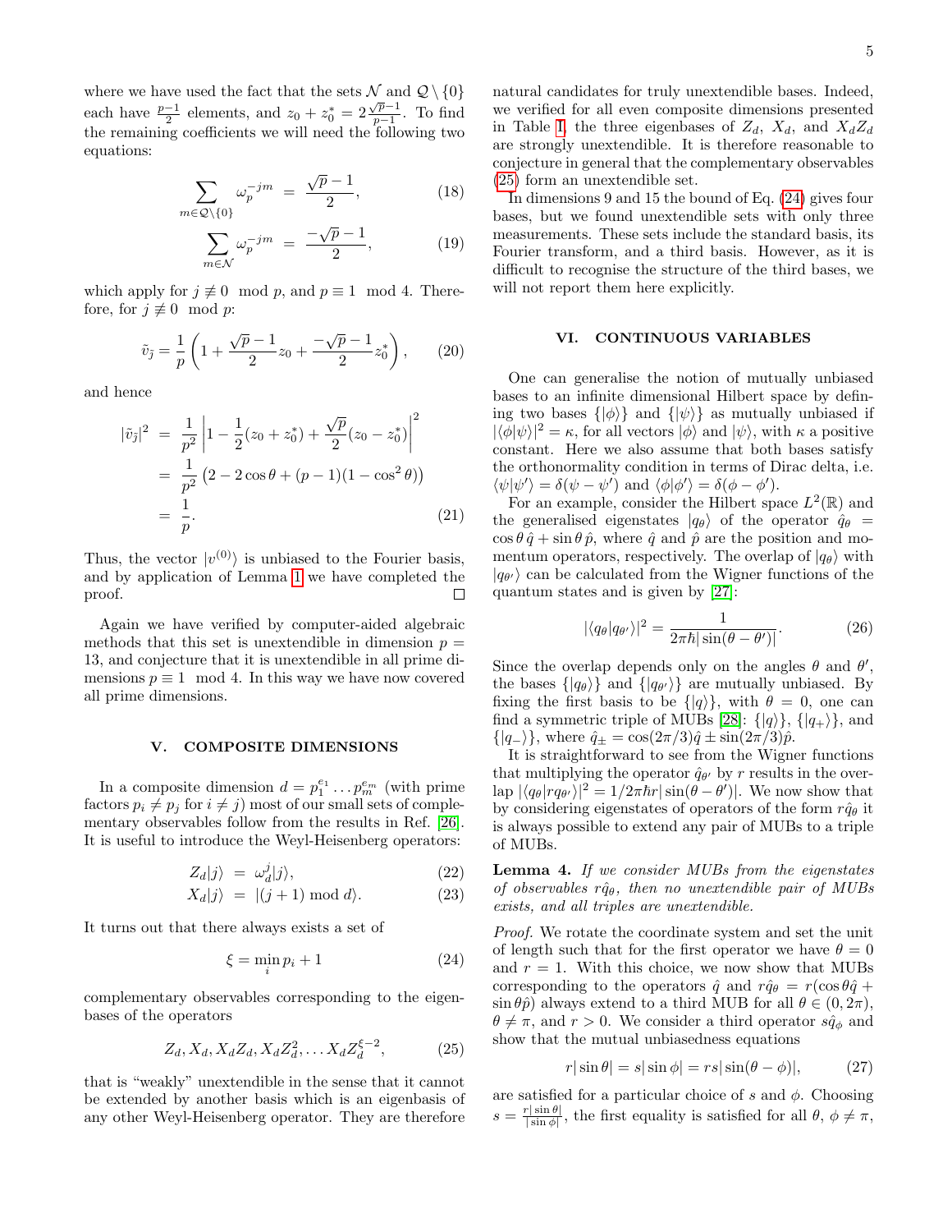where we have used the fact that the sets $\mathcal{N}$ and $\mathcal{Q}\setminus\{0\}$ each have $\frac{p-1}{2}$ elements, and $z_0 + z_0^* = 2\frac{\sqrt{p}-1}{p-1}$. To find the remaining coefficients we will need the following two equations:

$$\sum_{m\in\mathcal{Q}\setminus\{0\}} \omega_p^{-jm} \;=\; \frac{\sqrt{p}-1}{2}, \tag{18}$$

$$\sum_{m\in\mathcal{N}} \omega_p^{-jm} \;=\; \frac{-\sqrt{p}-1}{2}, \tag{19}$$

which apply for $j \not\equiv 0 \mod p$, and $p\equiv 1 \mod 4$. Therefore, for $j\not\equiv 0 \mod p$:

$$\tilde{v}_{\bar{j}} = \frac{1}{p}\left(1 + \frac{\sqrt{p}-1}{2}z_0 + \frac{-\sqrt{p}-1}{2}z_0^*\right), \tag{20}$$

and hence

$$\begin{aligned} |\tilde{v}_{\bar{j}}|^2 &= \frac{1}{p^2}\left|1 - \frac{1}{2}(z_0+z_0^*) + \frac{\sqrt{p}}{2}(z_0 - z_0^*)\right|^2 \\ &= \frac{1}{p^2}\left(2 - 2\cos\theta + (p-1)(1-\cos^2\theta)\right) \\ &= \frac{1}{p}. \end{aligned} \tag{21}$$

Thus, the vector $|v^{(0)}\rangle$ is unbiased to the Fourier basis, and by application of Lemma 1 we have completed the proof. □

Again we have verified by computer-aided algebraic methods that this set is unextendible in dimension $p = 13$, and conjecture that it is unextendible in all prime dimensions $p \equiv 1 \mod 4$. In this way we have now covered all prime dimensions.

## V. COMPOSITE DIMENSIONS

In a composite dimension $d = p_1^{e_1}\dots p_m^{e_m}$ (with prime factors $p_i \neq p_j$ for $i\neq j$) most of our small sets of complementary observables follow from the results in Ref. [26]. It is useful to introduce the Weyl-Heisenberg operators:

$$Z_d|j\rangle \;=\; \omega_d^j|j\rangle, \tag{22}$$

$$X_d|j\rangle \;=\; |(j+1) \bmod d\rangle. \tag{23}$$

It turns out that there always exists a set of

$$\xi = \min_i p_i + 1 \tag{24}$$

complementary observables corresponding to the eigenbases of the operators

$$Z_d, X_d, X_dZ_d, X_dZ_d^2, \dots X_dZ_d^{\xi-2}, \tag{25}$$

that is "weakly" unextendible in the sense that it cannot be extended by another basis which is an eigenbasis of any other Weyl-Heisenberg operator. They are therefore natural candidates for truly unextendible bases. Indeed, we verified for all even composite dimensions presented in Table I, the three eigenbases of $Z_d$, $X_d$, and $X_dZ_d$ are strongly unextendible. It is therefore reasonable to conjecture in general that the complementary observables (25) form an unextendible set.

In dimensions 9 and 15 the bound of Eq. (24) gives four bases, but we found unextendible sets with only three measurements. These sets include the standard basis, its Fourier transform, and a third basis. However, as it is difficult to recognise the structure of the third bases, we will not report them here explicitly.

## VI. CONTINUOUS VARIABLES

One can generalise the notion of mutually unbiased bases to an infinite dimensional Hilbert space by defining two bases $\{|\phi\rangle\}$ and $\{|\psi\rangle\}$ as mutually unbiased if $|\langle\phi|\psi\rangle|^2 = \kappa$, for all vectors $|\phi\rangle$ and $|\psi\rangle$, with $\kappa$ a positive constant. Here we also assume that both bases satisfy the orthonormality condition in terms of Dirac delta, i.e. $\langle\psi|\psi'\rangle = \delta(\psi-\psi')$ and $\langle\phi|\phi'\rangle = \delta(\phi-\phi')$.

For an example, consider the Hilbert space $L^2(\mathbb{R})$ and the generalised eigenstates $|q_\theta\rangle$ of the operator $\hat{q}_\theta = \cos\theta\,\hat{q} + \sin\theta\,\hat{p}$, where $\hat{q}$ and $\hat{p}$ are the position and momentum operators, respectively. The overlap of $|q_\theta\rangle$ with $|q_{\theta'}\rangle$ can be calculated from the Wigner functions of the quantum states and is given by [27]:

$$|\langle q_\theta|q_{\theta'}\rangle|^2 = \frac{1}{2\pi\hbar|\sin(\theta-\theta')|}. \tag{26}$$

Since the overlap depends only on the angles $\theta$ and $\theta'$, the bases $\{|q_\theta\rangle\}$ and $\{|q_{\theta'}\rangle\}$ are mutually unbiased. By fixing the first basis to be $\{|q\rangle\}$, with $\theta = 0$, one can find a symmetric triple of MUBs [28]: $\{|q\rangle\}$, $\{|q_+\rangle\}$, and $\{|q_-\rangle\}$, where $\hat{q}_\pm = \cos(2\pi/3)\hat{q} \pm \sin(2\pi/3)\hat{p}$.

It is straightforward to see from the Wigner functions that multiplying the operator $\hat{q}_{\theta'}$ by $r$ results in the overlap $|\langle q_\theta|rq_{\theta'}\rangle|^2 = 1/2\pi\hbar r|\sin(\theta-\theta')|$. We now show that by considering eigenstates of operators of the form $r\hat{q}_\theta$ it is always possible to extend any pair of MUBs to a triple of MUBs.

**Lemma 4.** *If we consider MUBs from the eigenstates of observables $r\hat{q}_\theta$, then no unextendible pair of MUBs exists, and all triples are unextendible.*

*Proof.* We rotate the coordinate system and set the unit of length such that for the first operator we have $\theta = 0$ and $r = 1$. With this choice, we now show that MUBs corresponding to the operators $\hat{q}$ and $r\hat{q}_\theta = r(\cos\theta\hat{q} + \sin\theta\hat{p})$ always extend to a third MUB for all $\theta\in(0,2\pi)$, $\theta\neq\pi$, and $r>0$. We consider a third operator $s\hat{q}_\phi$ and show that the mutual unbiasedness equations

$$r|\sin\theta| = s|\sin\phi| = rs|\sin(\theta-\phi)|, \tag{27}$$

are satisfied for a particular choice of $s$ and $\phi$. Choosing $s = \frac{r|\sin\theta|}{|\sin\phi|}$, the first equality is satisfied for all $\theta$, $\phi\neq\pi$,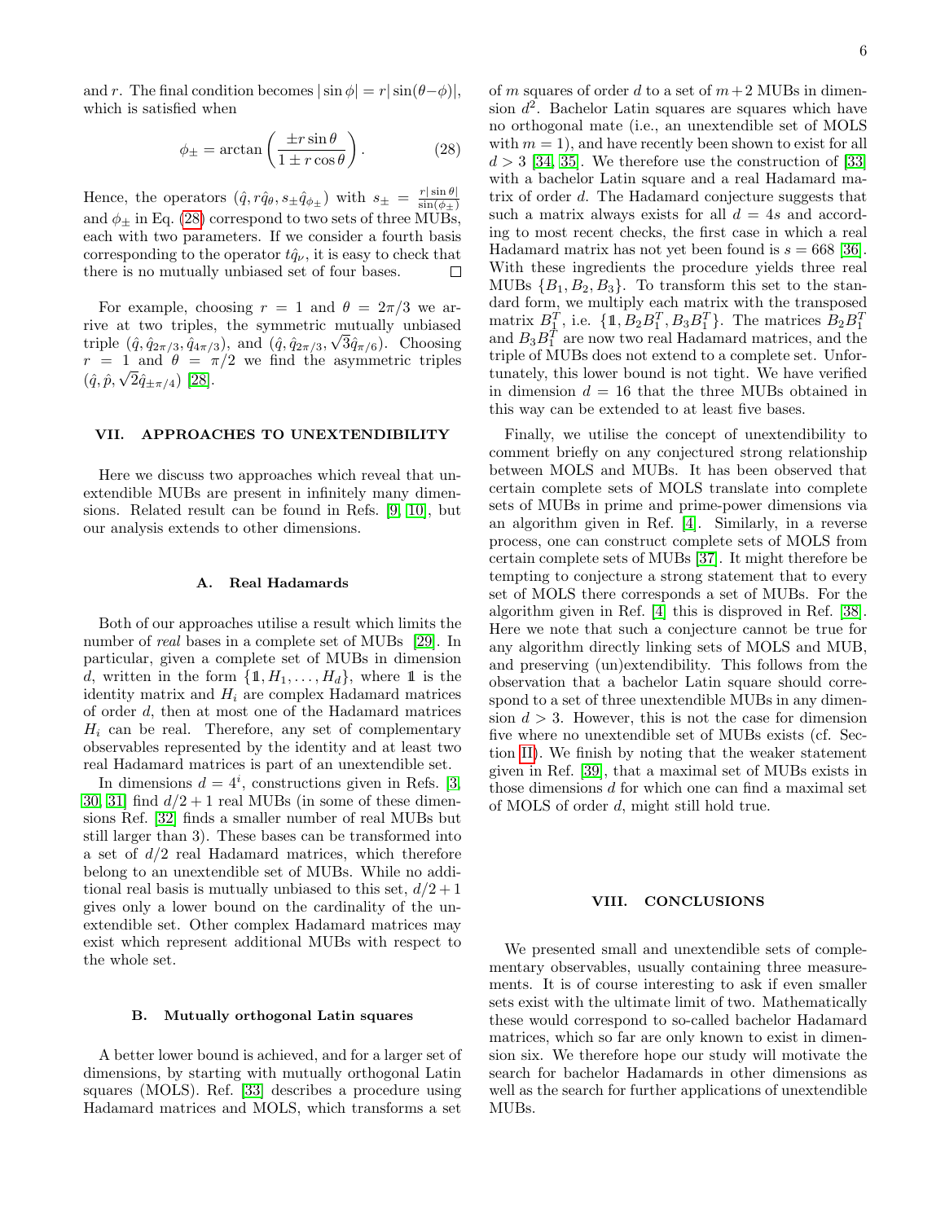and $r$. The final condition becomes $|\sin\phi| = r|\sin(\theta - \phi)|$, which is satisfied when

$$\phi_{\pm} = \arctan\left(\frac{\pm r \sin\theta}{1 \pm r\cos\theta}\right). \tag{28}$$

Hence, the operators $(\hat{q}, r\hat{q}_\theta, s_\pm \hat{q}_{\phi_\pm})$ with $s_\pm = \frac{r|\sin\theta|}{\sin(\phi_\pm)}$ and $\phi_\pm$ in Eq. (28) correspond to two sets of three MUBs, each with two parameters. If we consider a fourth basis corresponding to the operator $t\hat{q}_\nu$, it is easy to check that there is no mutually unbiased set of four bases. □

For example, choosing $r = 1$ and $\theta = 2\pi/3$ we arrive at two triples, the symmetric mutually unbiased triple $(\hat{q}, \hat{q}_{2\pi/3}, \hat{q}_{4\pi/3})$, and $(\hat{q}, \hat{q}_{2\pi/3}, \sqrt{3}\hat{q}_{\pi/6})$. Choosing $r = 1$ and $\theta = \pi/2$ we find the asymmetric triples $(\hat{q}, \hat{p}, \sqrt{2}\hat{q}_{\pm\pi/4})$ [28].

## VII. APPROACHES TO UNEXTENDIBILITY

Here we discuss two approaches which reveal that unextendible MUBs are present in infinitely many dimensions. Related result can be found in Refs. [9, 10], but our analysis extends to other dimensions.

### A. Real Hadamards

Both of our approaches utilise a result which limits the number of *real* bases in a complete set of MUBs [29]. In particular, given a complete set of MUBs in dimension $d$, written in the form $\{\mathbb{1}, H_1, \ldots, H_d\}$, where $\mathbb{1}$ is the identity matrix and $H_i$ are complex Hadamard matrices of order $d$, then at most one of the Hadamard matrices $H_i$ can be real. Therefore, any set of complementary observables represented by the identity and at least two real Hadamard matrices is part of an unextendible set.

In dimensions $d = 4^i$, constructions given in Refs. [3, 30, 31] find $d/2 + 1$ real MUBs (in some of these dimensions Ref. [32] finds a smaller number of real MUBs but still larger than 3). These bases can be transformed into a set of $d/2$ real Hadamard matrices, which therefore belong to an unextendible set of MUBs. While no additional real basis is mutually unbiased to this set, $d/2+1$ gives only a lower bound on the cardinality of the unextendible set. Other complex Hadamard matrices may exist which represent additional MUBs with respect to the whole set.

### B. Mutually orthogonal Latin squares

A better lower bound is achieved, and for a larger set of dimensions, by starting with mutually orthogonal Latin squares (MOLS). Ref. [33] describes a procedure using Hadamard matrices and MOLS, which transforms a set of $m$ squares of order $d$ to a set of $m+2$ MUBs in dimension $d^2$. Bachelor Latin squares are squares which have no orthogonal mate (i.e., an unextendible set of MOLS with $m = 1$), and have recently been shown to exist for all $d > 3$ [34, 35]. We therefore use the construction of [33] with a bachelor Latin square and a real Hadamard matrix of order $d$. The Hadamard conjecture suggests that such a matrix always exists for all $d = 4s$ and according to most recent checks, the first case in which a real Hadamard matrix has not yet been found is $s = 668$ [36]. With these ingredients the procedure yields three real MUBs $\{B_1, B_2, B_3\}$. To transform this set to the standard form, we multiply each matrix with the transposed matrix $B_1^T$, i.e. $\{\mathbb{1}, B_2 B_1^T, B_3 B_1^T\}$. The matrices $B_2 B_1^T$ and $B_3 B_1^T$ are now two real Hadamard matrices, and the triple of MUBs does not extend to a complete set. Unfortunately, this lower bound is not tight. We have verified in dimension $d = 16$ that the three MUBs obtained in this way can be extended to at least five bases.

Finally, we utilise the concept of unextendibility to comment briefly on any conjectured strong relationship between MOLS and MUBs. It has been observed that certain complete sets of MOLS translate into complete sets of MUBs in prime and prime-power dimensions via an algorithm given in Ref. [4]. Similarly, in a reverse process, one can construct complete sets of MOLS from certain complete sets of MUBs [37]. It might therefore be tempting to conjecture a strong statement that to every set of MOLS there corresponds a set of MUBs. For the algorithm given in Ref. [4] this is disproved in Ref. [38]. Here we note that such a conjecture cannot be true for any algorithm directly linking sets of MOLS and MUB, and preserving (un)extendibility. This follows from the observation that a bachelor Latin square should correspond to a set of three unextendible MUBs in any dimension $d > 3$. However, this is not the case for dimension five where no unextendible set of MUBs exists (cf. Section II). We finish by noting that the weaker statement given in Ref. [39], that a maximal set of MUBs exists in those dimensions $d$ for which one can find a maximal set of MOLS of order $d$, might still hold true.

## VIII. CONCLUSIONS

We presented small and unextendible sets of complementary observables, usually containing three measurements. It is of course interesting to ask if even smaller sets exist with the ultimate limit of two. Mathematically these would correspond to so-called bachelor Hadamard matrices, which so far are only known to exist in dimension six. We therefore hope our study will motivate the search for bachelor Hadamards in other dimensions as well as the search for further applications of unextendible MUBs.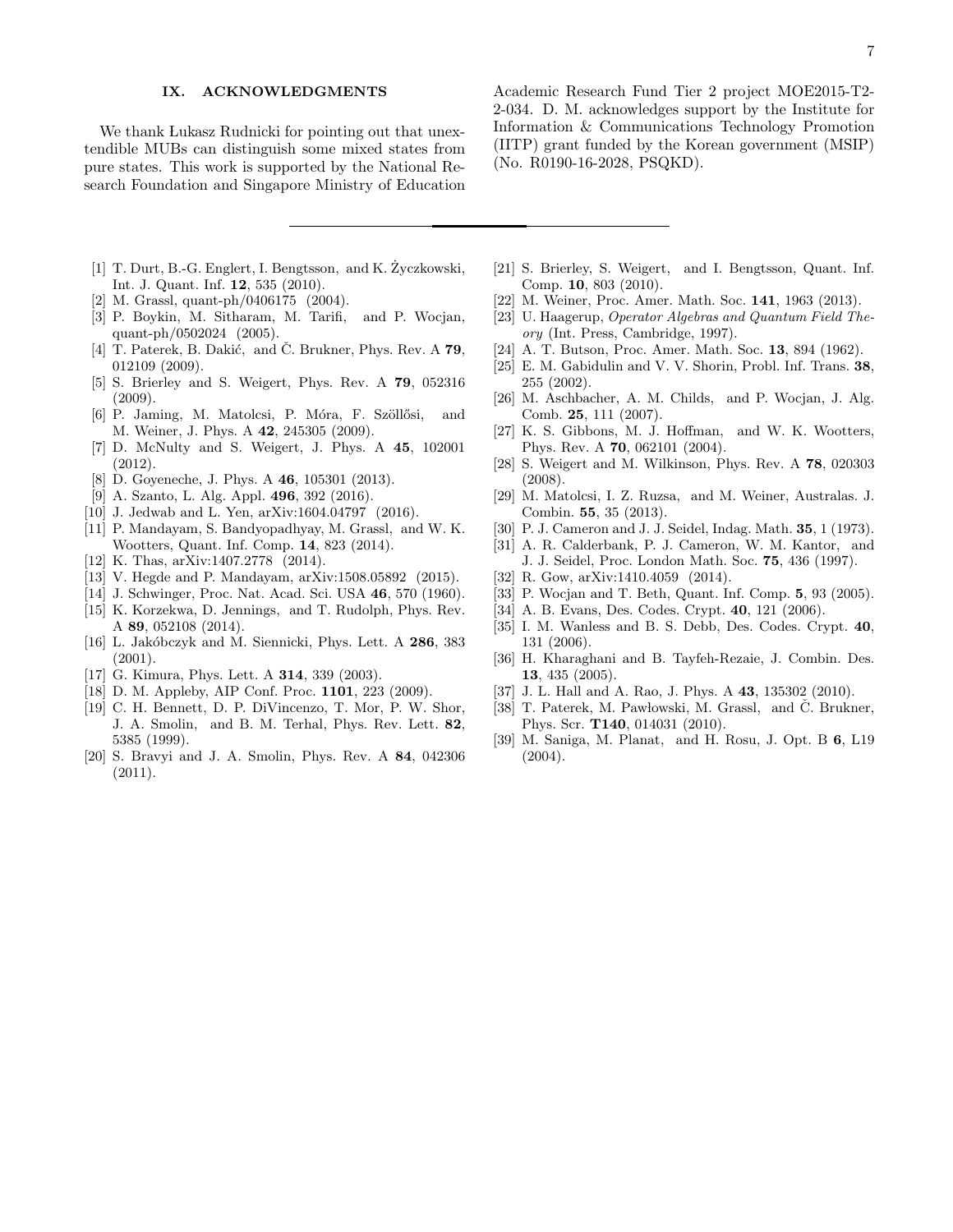## IX. ACKNOWLEDGMENTS

We thank Łukasz Rudnicki for pointing out that unextendible MUBs can distinguish some mixed states from pure states. This work is supported by the National Research Foundation and Singapore Ministry of Education Academic Research Fund Tier 2 project MOE2015-T2-2-034. D. M. acknowledges support by the Institute for Information & Communications Technology Promotion (IITP) grant funded by the Korean government (MSIP) (No. R0190-16-2028, PSQKD).

---

[1] T. Durt, B.-G. Englert, I. Bengtsson, and K. Życzkowski, Int. J. Quant. Inf. **12**, 535 (2010).

[2] M. Grassl, quant-ph/0406175 (2004).

[3] P. Boykin, M. Sitharam, M. Tarifi, and P. Wocjan, quant-ph/0502024 (2005).

[4] T. Paterek, B. Dakić, and Č. Brukner, Phys. Rev. A **79**, 012109 (2009).

[5] S. Brierley and S. Weigert, Phys. Rev. A **79**, 052316 (2009).

[6] P. Jaming, M. Matolcsi, P. Móra, F. Szöllősi, and M. Weiner, J. Phys. A **42**, 245305 (2009).

[7] D. McNulty and S. Weigert, J. Phys. A **45**, 102001 (2012).

[8] D. Goyeneche, J. Phys. A **46**, 105301 (2013).

[9] A. Szanto, L. Alg. Appl. **496**, 392 (2016).

[10] J. Jedwab and L. Yen, arXiv:1604.04797 (2016).

[11] P. Mandayam, S. Bandyopadhyay, M. Grassl, and W. K. Wootters, Quant. Inf. Comp. **14**, 823 (2014).

[12] K. Thas, arXiv:1407.2778 (2014).

[13] V. Hegde and P. Mandayam, arXiv:1508.05892 (2015).

[14] J. Schwinger, Proc. Nat. Acad. Sci. USA **46**, 570 (1960).

[15] K. Korzekwa, D. Jennings, and T. Rudolph, Phys. Rev. A **89**, 052108 (2014).

[16] L. Jakóbczyk and M. Siennicki, Phys. Lett. A **286**, 383 (2001).

[17] G. Kimura, Phys. Lett. A **314**, 339 (2003).

[18] D. M. Appleby, AIP Conf. Proc. **1101**, 223 (2009).

[19] C. H. Bennett, D. P. DiVincenzo, T. Mor, P. W. Shor, J. A. Smolin, and B. M. Terhal, Phys. Rev. Lett. **82**, 5385 (1999).

[20] S. Bravyi and J. A. Smolin, Phys. Rev. A **84**, 042306 (2011).

[21] S. Brierley, S. Weigert, and I. Bengtsson, Quant. Inf. Comp. **10**, 803 (2010).

[22] M. Weiner, Proc. Amer. Math. Soc. **141**, 1963 (2013).

[23] U. Haagerup, *Operator Algebras and Quantum Field Theory* (Int. Press, Cambridge, 1997).

[24] A. T. Butson, Proc. Amer. Math. Soc. **13**, 894 (1962).

[25] E. M. Gabidulin and V. V. Shorin, Probl. Inf. Trans. **38**, 255 (2002).

[26] M. Aschbacher, A. M. Childs, and P. Wocjan, J. Alg. Comb. **25**, 111 (2007).

[27] K. S. Gibbons, M. J. Hoffman, and W. K. Wootters, Phys. Rev. A **70**, 062101 (2004).

[28] S. Weigert and M. Wilkinson, Phys. Rev. A **78**, 020303 (2008).

[29] M. Matolcsi, I. Z. Ruzsa, and M. Weiner, Australas. J. Combin. **55**, 35 (2013).

[30] P. J. Cameron and J. J. Seidel, Indag. Math. **35**, 1 (1973).

[31] A. R. Calderbank, P. J. Cameron, W. M. Kantor, and J. J. Seidel, Proc. London Math. Soc. **75**, 436 (1997).

[32] R. Gow, arXiv:1410.4059 (2014).

[33] P. Wocjan and T. Beth, Quant. Inf. Comp. **5**, 93 (2005).

[34] A. B. Evans, Des. Codes. Crypt. **40**, 121 (2006).

[35] I. M. Wanless and B. S. Debb, Des. Codes. Crypt. **40**, 131 (2006).

[36] H. Kharaghani and B. Tayfeh-Rezaie, J. Combin. Des. **13**, 435 (2005).

[37] J. L. Hall and A. Rao, J. Phys. A **43**, 135302 (2010).

[38] T. Paterek, M. Pawłowski, M. Grassl, and Č. Brukner, Phys. Scr. **T140**, 014031 (2010).

[39] M. Saniga, M. Planat, and H. Rosu, J. Opt. B **6**, L19 (2004).